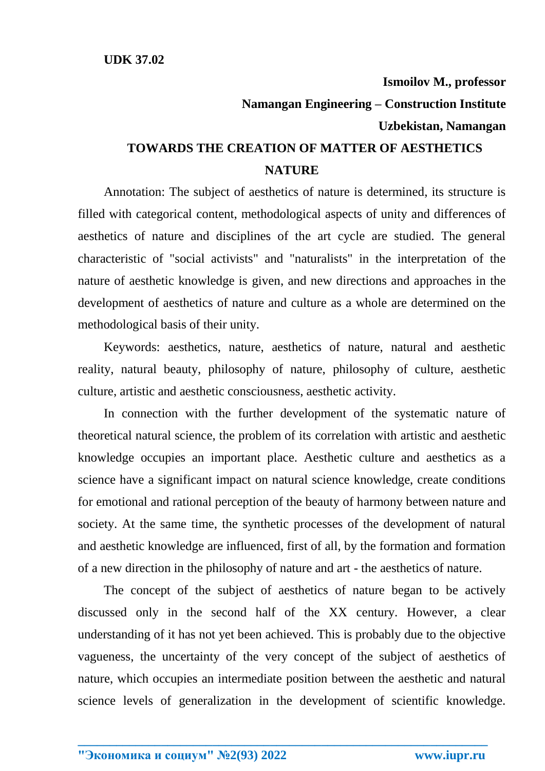**UDK 37.02**

**Ismoilov M., professor**

**Namangan Engineering – Construction Institute**

**Uzbekistan, Namangan**

# TOWARDS THE CREATION OF MATTER OF AESTHETICS NATURE

Annotation: The subject of aesthetics of nature is determined, its structure is filled with categorical content, methodological aspects of unity and differences of aesthetics of nature and disciplines of the art cycle are studied. The general characteristic of "social activists" and "naturalists" in the interpretation of the nature of aesthetic knowledge is given, and new directions and approaches in the development of aesthetics of nature and culture as a whole are determined on the methodological basis of their unity.

Keywords: aesthetics, nature, aesthetics of nature, natural and aesthetic reality, natural beauty, philosophy of nature, philosophy of culture, aesthetic culture, artistic and aesthetic consciousness, aesthetic activity.

In connection with the further development of the systematic nature of theoretical natural science, the problem of its correlation with artistic and aesthetic knowledge occupies an important place. Aesthetic culture and aesthetics as a science have a significant impact on natural science knowledge, create conditions for emotional and rational perception of the beauty of harmony between nature and society. At the same time, the synthetic processes of the development of natural and aesthetic knowledge are influenced, first of all, by the formation and formation of a new direction in the philosophy of nature and art - the aesthetics of nature.

The concept of the subject of aesthetics of nature began to be actively discussed only in the second half of the XX century. However, a clear understanding of it has not yet been achieved. This is probably due to the objective vagueness, the uncertainty of the very concept of the subject of aesthetics of nature, which occupies an intermediate position between the aesthetic and natural science levels of generalization in the development of scientific knowledge.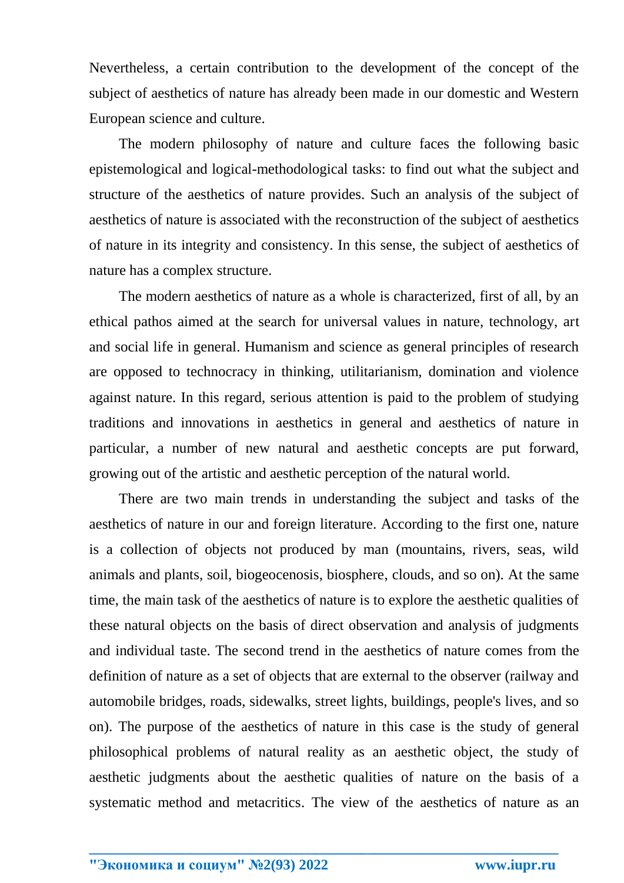Nevertheless, a certain contribution to the development of the concept of the subject of aesthetics of nature has already been made in our domestic and Western European science and culture.

The modern philosophy of nature and culture faces the following basic epistemological and logical-methodological tasks: to find out what the subject and structure of the aesthetics of nature provides. Such an analysis of the subject of aesthetics of nature is associated with the reconstruction of the subject of aesthetics of nature in its integrity and consistency. In this sense, the subject of aesthetics of nature has a complex structure.

The modern aesthetics of nature as a whole is characterized, first of all, by an ethical pathos aimed at the search for universal values in nature, technology, art and social life in general. Humanism and science as general principles of research are opposed to technocracy in thinking, utilitarianism, domination and violence against nature. In this regard, serious attention is paid to the problem of studying traditions and innovations in aesthetics in general and aesthetics of nature in particular, a number of new natural and aesthetic concepts are put forward, growing out of the artistic and aesthetic perception of the natural world.

There are two main trends in understanding the subject and tasks of the aesthetics of nature in our and foreign literature. According to the first one, nature is a collection of objects not produced by man (mountains, rivers, seas, wild animals and plants, soil, biogeocenosis, biosphere, clouds, and so on). At the same time, the main task of the aesthetics of nature is to explore the aesthetic qualities of these natural objects on the basis of direct observation and analysis of judgments and individual taste. The second trend in the aesthetics of nature comes from the definition of nature as a set of objects that are external to the observer (railway and automobile bridges, roads, sidewalks, street lights, buildings, people's lives, and so on). The purpose of the aesthetics of nature in this case is the study of general philosophical problems of natural reality as an aesthetic object, the study of aesthetic judgments about the aesthetic qualities of nature on the basis of a systematic method and metacritics. The view of the aesthetics of nature as an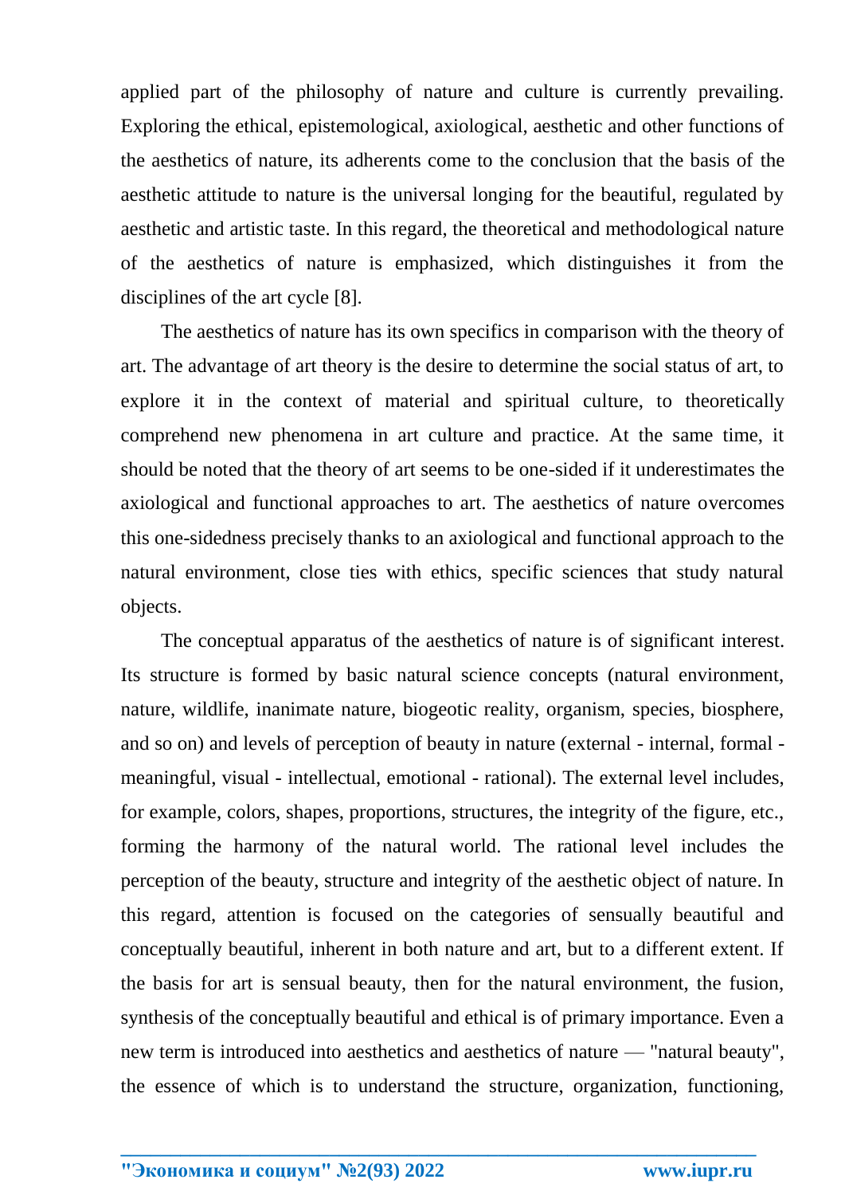applied part of the philosophy of nature and culture is currently prevailing. Exploring the ethical, epistemological, axiological, aesthetic and other functions of the aesthetics of nature, its adherents come to the conclusion that the basis of the aesthetic attitude to nature is the universal longing for the beautiful, regulated by aesthetic and artistic taste. In this regard, the theoretical and methodological nature of the aesthetics of nature is emphasized, which distinguishes it from the disciplines of the art cycle [8].

The aesthetics of nature has its own specifics in comparison with the theory of art. The advantage of art theory is the desire to determine the social status of art, to explore it in the context of material and spiritual culture, to theoretically comprehend new phenomena in art culture and practice. At the same time, it should be noted that the theory of art seems to be one-sided if it underestimates the axiological and functional approaches to art. The aesthetics of nature overcomes this one-sidedness precisely thanks to an axiological and functional approach to the natural environment, close ties with ethics, specific sciences that study natural objects.

The conceptual apparatus of the aesthetics of nature is of significant interest. Its structure is formed by basic natural science concepts (natural environment, nature, wildlife, inanimate nature, biogeotic reality, organism, species, biosphere, and so on) and levels of perception of beauty in nature (external - internal, formal - meaningful, visual - intellectual, emotional - rational). The external level includes, for example, colors, shapes, proportions, structures, the integrity of the figure, etc., forming the harmony of the natural world. The rational level includes the perception of the beauty, structure and integrity of the aesthetic object of nature. In this regard, attention is focused on the categories of sensually beautiful and conceptually beautiful, inherent in both nature and art, but to a different extent. If the basis for art is sensual beauty, then for the natural environment, the fusion, synthesis of the conceptually beautiful and ethical is of primary importance. Even a new term is introduced into aesthetics and aesthetics of nature — "natural beauty", the essence of which is to understand the structure, organization, functioning,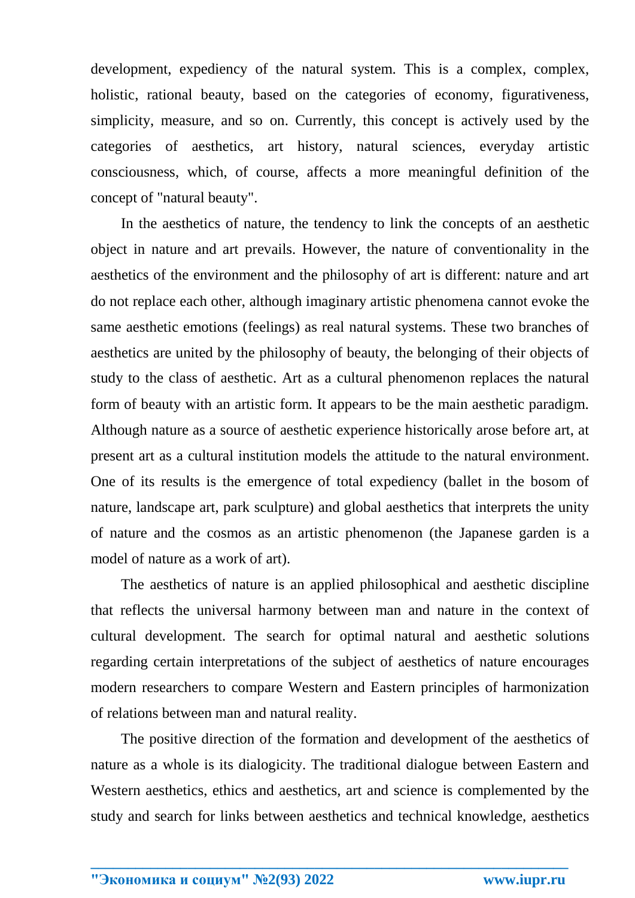development, expediency of the natural system. This is a complex, complex, holistic, rational beauty, based on the categories of economy, figurativeness, simplicity, measure, and so on. Currently, this concept is actively used by the categories of aesthetics, art history, natural sciences, everyday artistic consciousness, which, of course, affects a more meaningful definition of the concept of "natural beauty".

In the aesthetics of nature, the tendency to link the concepts of an aesthetic object in nature and art prevails. However, the nature of conventionality in the aesthetics of the environment and the philosophy of art is different: nature and art do not replace each other, although imaginary artistic phenomena cannot evoke the same aesthetic emotions (feelings) as real natural systems. These two branches of aesthetics are united by the philosophy of beauty, the belonging of their objects of study to the class of aesthetic. Art as a cultural phenomenon replaces the natural form of beauty with an artistic form. It appears to be the main aesthetic paradigm. Although nature as a source of aesthetic experience historically arose before art, at present art as a cultural institution models the attitude to the natural environment. One of its results is the emergence of total expediency (ballet in the bosom of nature, landscape art, park sculpture) and global aesthetics that interprets the unity of nature and the cosmos as an artistic phenomenon (the Japanese garden is a model of nature as a work of art).

The aesthetics of nature is an applied philosophical and aesthetic discipline that reflects the universal harmony between man and nature in the context of cultural development. The search for optimal natural and aesthetic solutions regarding certain interpretations of the subject of aesthetics of nature encourages modern researchers to compare Western and Eastern principles of harmonization of relations between man and natural reality.

The positive direction of the formation and development of the aesthetics of nature as a whole is its dialogicity. The traditional dialogue between Eastern and Western aesthetics, ethics and aesthetics, art and science is complemented by the study and search for links between aesthetics and technical knowledge, aesthetics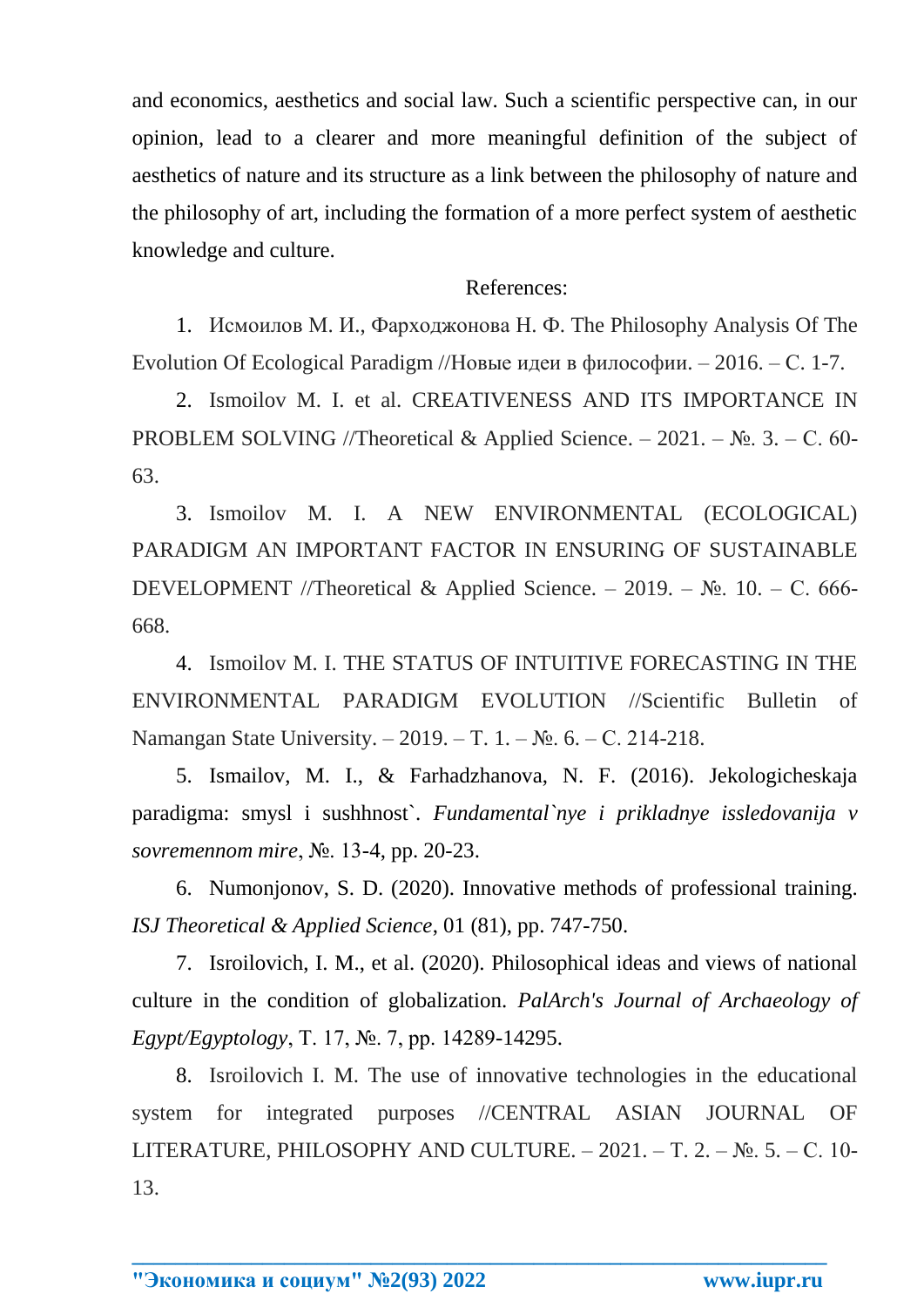and economics, aesthetics and social law. Such a scientific perspective can, in our opinion, lead to a clearer and more meaningful definition of the subject of aesthetics of nature and its structure as a link between the philosophy of nature and the philosophy of art, including the formation of a more perfect system of aesthetic knowledge and culture.

References:

1. Исмоилов М. И., Фарходжонова Н. Ф. The Philosophy Analysis Of The Evolution Of Ecological Paradigm //Новые идеи в философии. – 2016. – С. 1-7.
2. Ismoilov M. I. et al. CREATIVENESS AND ITS IMPORTANCE IN PROBLEM SOLVING //Theoretical & Applied Science. – 2021. – №. 3. – С. 60-63.
3. Ismoilov M. I. A NEW ENVIRONMENTAL (ECOLOGICAL) PARADIGM AN IMPORTANT FACTOR IN ENSURING OF SUSTAINABLE DEVELOPMENT //Theoretical & Applied Science. – 2019. – №. 10. – С. 666-668.
4. Ismoilov M. I. THE STATUS OF INTUITIVE FORECASTING IN THE ENVIRONMENTAL PARADIGM EVOLUTION //Scientific Bulletin of Namangan State University. – 2019. – Т. 1. – №. 6. – С. 214-218.
5. Ismailov, M. I., & Farhadzhanova, N. F. (2016). Jekologicheskaja paradigma: smysl i sushhnost`. *Fundamental`nye i prikladnye issledovanija v sovremennom mire*, №. 13-4, pp. 20-23.
6. Numonjonov, S. D. (2020). Innovative methods of professional training. *ISJ Theoretical & Applied Science*, 01 (81), pp. 747-750.
7. Isroilovich, I. M., et al. (2020). Philosophical ideas and views of national culture in the condition of globalization. *PalArch's Journal of Archaeology of Egypt/Egyptology*, T. 17, №. 7, pp. 14289-14295.
8. Isroilovich I. M. The use of innovative technologies in the educational system for integrated purposes //CENTRAL ASIAN JOURNAL OF LITERATURE, PHILOSOPHY AND CULTURE. – 2021. – Т. 2. – №. 5. – С. 10-13.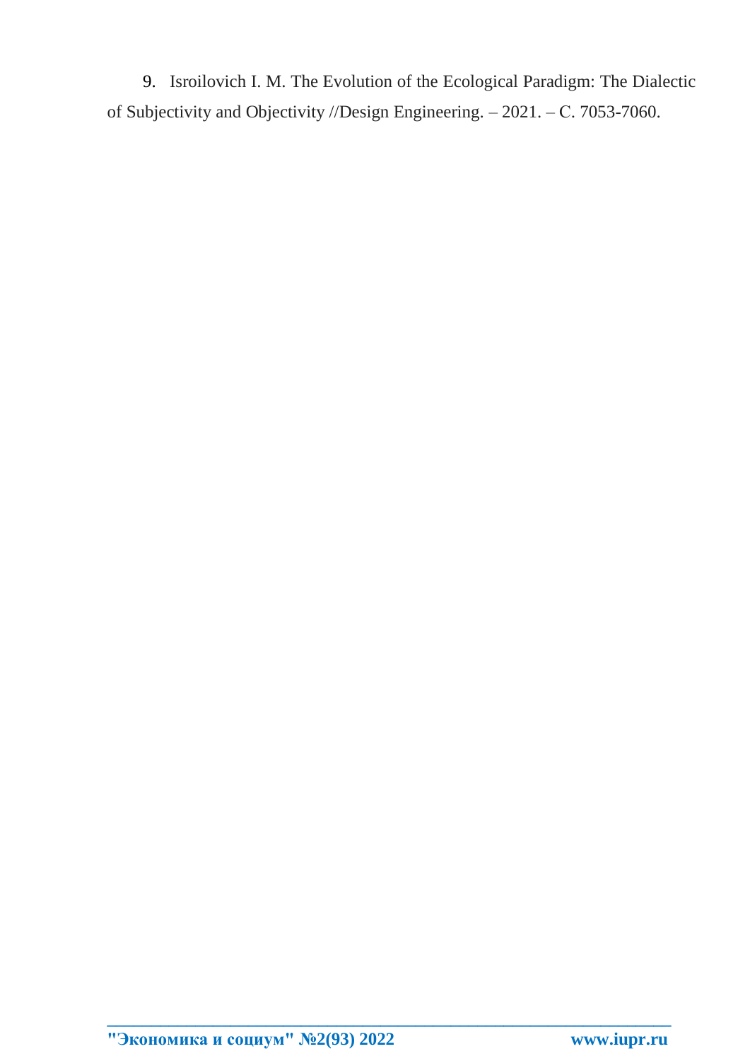9. Isroilovich I. M. The Evolution of the Ecological Paradigm: The Dialectic of Subjectivity and Objectivity //Design Engineering. – 2021. – С. 7053-7060.